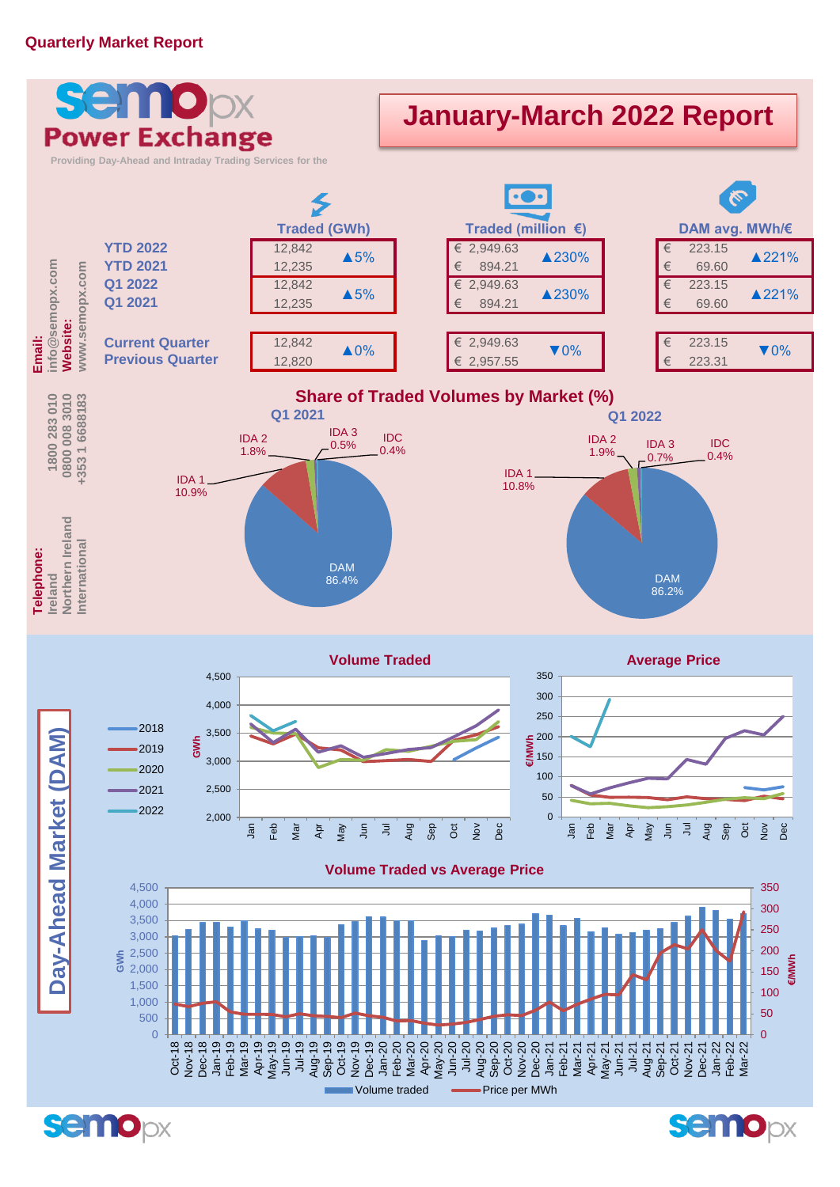**Quarterly Market Report**

# semopx Power Exchange

Providing Day-Ahead and Intraday Trading Services for the

## January-March 2022 Report

| | Traded (GWh) | | Traded (million €) | | DAM avg. MWh/€ | |
|---|---|---|---|---|---|---|
| YTD 2022 | 12,842 | ▲5% | € 2,949.63 | ▲230% | € 223.15 | ▲221% |
| YTD 2021 | 12,235 | | € 894.21 | | € 69.60 | |
| Q1 2022 | 12,842 | ▲5% | € 2,949.63 | ▲230% | € 223.15 | ▲221% |
| Q1 2021 | 12,235 | | € 894.21 | | € 69.60 | |
| Current Quarter | 12,842 | ▲0% | € 2,949.63 | ▼0% | € 223.15 | ▼0% |
| Previous Quarter | 12,820 | | € 2,957.55 | | € 223.31 | |

**Email:** info@semopx.com
**Website:** www.semopx.com

**Telephone:**
Ireland 1800 283 010
Northern Ireland 0800 008 3010
International +353 1 6688183

### Share of Traded Volumes by Market (%)

| Market | Q1 2021 | Q1 2022 |
|---|---|---|
| DAM | 86.4% | 86.2% |
| IDA 1 | 10.9% | 10.8% |
| IDA 2 | 1.8% | 1.9% |
| IDA 3 | 0.5% | 0.7% |
| IDC | 0.4% | 0.4% |

## Day-Ahead Market (DAM)

### Volume Traded

Line chart (GWh, 2,000–4,500) by month (Jan–Dec) for 2018, 2019, 2020, 2021, 2022.

### Average Price

Line chart (€/MWh, 0–350) by month (Jan–Dec) for 2018, 2019, 2020, 2021, 2022.

### Volume Traded vs Average Price

Bar/line chart of Volume traded (GWh, 0–4,500) and Price per MWh (€/MWh, 0–350), Oct-18 to Mar-22.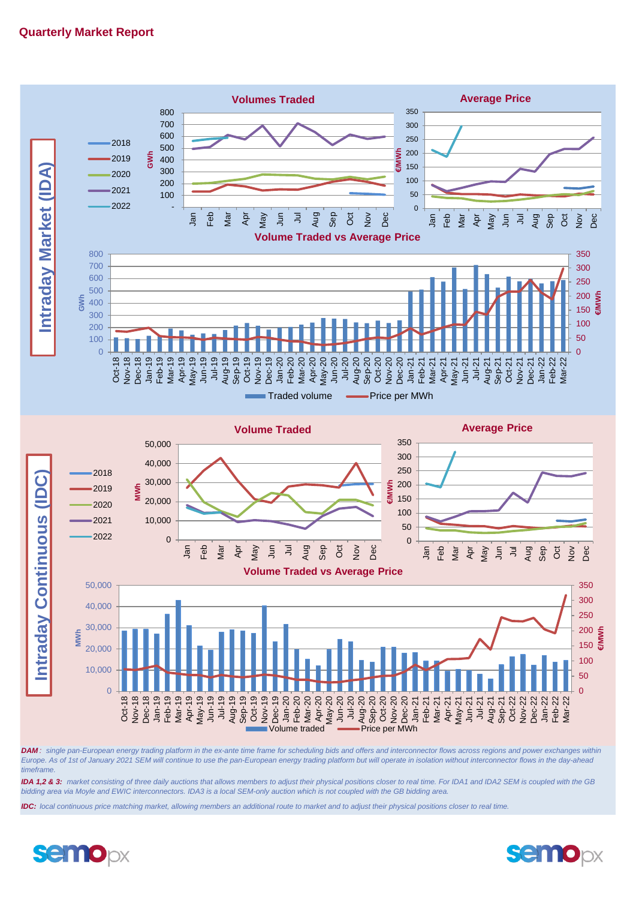## Quarterly Market Report

# Intraday Market (IDA)

### Volumes Traded

GWh

800
700
600
500
400
300
200
100
-

2018
2019
2020
2021
2022

Jan Feb Mar Apr May Jun Jul Aug Sep Oct Nov Dec

### Average Price

€/MWh

350
300
250
200
150
100
50
0

Jan Feb Mar Apr May Jun Jul Aug Sep Oct Nov Dec

### Volume Traded vs Average Price

GWh

800
700
600
500
400
300
200
100
0

€/MWh

350
300
250
200
150
100
50
0

Oct-18 Nov-18 Dec-18 Jan-19 Feb-19 Mar-19 Apr-19 May-19 Jun-19 Jul-19 Aug-19 Sep-19 Oct-19 Nov-19 Dec-19 Jan-20 Feb-20 Mar-20 Apr-20 May-20 Jun-20 Jul-20 Aug-20 Sep-20 Oct-20 Nov-20 Dec-20 Jan-21 Feb-21 Mar-21 Apr-21 May-21 Jun-21 Jul-21 Aug-21 Sep-21 Oct-21 Nov-21 Dec-21 Jan-22 Feb-22 Mar-22

Traded volume
Price per MWh

# Intraday Continuous (IDC)

### Volume Traded

MWh

50,000
40,000
30,000
20,000
10,000
0

2018
2019
2020
2021
2022

Jan Feb Mar Apr May Jun Jul Aug Sep Oct Nov Dec

### Average Price

€/MWh

350
300
250
200
150
100
50
0

Jan Feb Mar Apr May Jun Jul Aug Sep Oct Nov Dec

### Volume Traded vs Average Price

MWh

50,000
40,000
30,000
20,000
10,000
0

€/MWh

350
300
250
200
150
100
50
0

Oct-18 Nov-18 Dec-18 Jan-19 Feb-19 Mar-19 Apr-19 May-19 Jun-19 Jul-19 Aug-19 Sep-19 Oct-19 Nov-19 Dec-19 Jan-20 Feb-20 Mar-20 Apr-20 May-20 Jun-20 Jul-20 Aug-20 Sep-20 Oct-20 Nov-20 Dec-20 Jan-21 Feb-21 Mar-21 Apr-21 May-21 Jun-21 Jul-21 Aug-21 Sep-21 Oct-21 Nov-21 Dec-21 Jan-22 Feb-22 Mar-22

Volume traded
Price per MWh

***DAM**: single pan-European energy trading platform in the ex-ante time frame for scheduling bids and offers and interconnector flows across regions and power exchanges within Europe. As of 1st of January 2021 SEM will continue to use the pan-European energy trading platform but will operate in isolation without interconnector flows in the day-ahead timeframe.*

***IDA 1,2 & 3:** market consisting of three daily auctions that allows members to adjust their physical positions closer to real time. For IDA1 and IDA2 SEM is coupled with the GB bidding area via Moyle and EWIC interconnectors. IDA3 is a local SEM-only auction which is not coupled with the GB bidding area.*

***IDC:** local continuous price matching market, allowing members an additional route to market and to adjust their physical positions closer to real time.*

semopx semopx